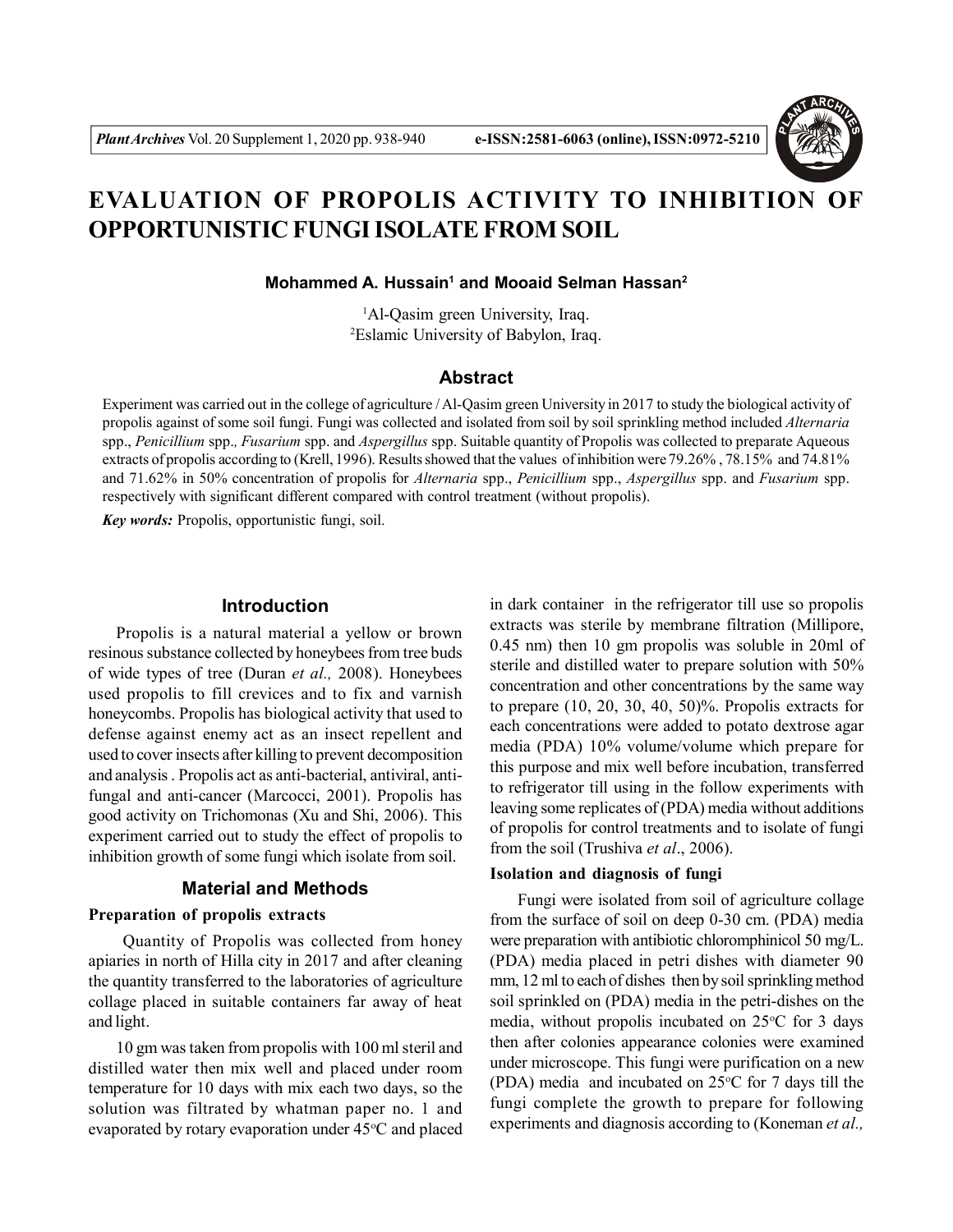// Plant Archives header omitted as journal metadata

# EVALUATION OF PROPOLIS ACTIVITY TO INHIBITION OF OPPORTUNISTIC FUNGI ISOLATE FROM SOIL

**Mohammed A. Hussain[1] and Mooaid Selman Hassan[2]**

[1]Al-Qasim green University, Iraq.
[2]Eslamic University of Babylon, Iraq.

## Abstract

Experiment was carried out in the college of agriculture / Al-Qasim green University in 2017 to study the biological activity of propolis against of some soil fungi. Fungi was collected and isolated from soil by soil sprinkling method included *Alternaria* spp., *Penicillium* spp., *Fusarium* spp. and *Aspergillus* spp. Suitable quantity of Propolis was collected to preparate Aqueous extracts of propolis according to (Krell, 1996). Results showed that the values of inhibition were 79.26% , 78.15% and 74.81% and 71.62% in 50% concentration of propolis for *Alternaria* spp., *Penicillium* spp., *Aspergillus* spp. and *Fusarium* spp. respectively with significant different compared with control treatment (without propolis).

***Key words:*** Propolis, opportunistic fungi, soil.

## Introduction

Propolis is a natural material a yellow or brown resinous substance collected by honeybees from tree buds of wide types of tree (Duran *et al.,* 2008). Honeybees used propolis to fill crevices and to fix and varnish honeycombs. Propolis has biological activity that used to defense against enemy act as an insect repellent and used to cover insects after killing to prevent decomposition and analysis . Propolis act as anti-bacterial, antiviral, anti-fungal and anti-cancer (Marcocci, 2001). Propolis has good activity on Trichomonas (Xu and Shi, 2006). This experiment carried out to study the effect of propolis to inhibition growth of some fungi which isolate from soil.

## Material and Methods

### Preparation of propolis extracts

Quantity of Propolis was collected from honey apiaries in north of Hilla city in 2017 and after cleaning the quantity transferred to the laboratories of agriculture collage placed in suitable containers far away of heat and light.

10 gm was taken from propolis with 100 ml steril and distilled water then mix well and placed under room temperature for 10 days with mix each two days, so the solution was filtrated by whatman paper no. 1 and evaporated by rotary evaporation under 45°C and placed in dark container in the refrigerator till use so propolis extracts was sterile by membrane filtration (Millipore, 0.45 nm) then 10 gm propolis was soluble in 20ml of sterile and distilled water to prepare solution with 50% concentration and other concentrations by the same way to prepare (10, 20, 30, 40, 50)%. Propolis extracts for each concentrations were added to potato dextrose agar media (PDA) 10% volume/volume which prepare for this purpose and mix well before incubation, transferred to refrigerator till using in the follow experiments with leaving some replicates of (PDA) media without additions of propolis for control treatments and to isolate of fungi from the soil (Trushiva *et al*., 2006).

### Isolation and diagnosis of fungi

Fungi were isolated from soil of agriculture collage from the surface of soil on deep 0-30 cm. (PDA) media were preparation with antibiotic chloromphinicol 50 mg/L. (PDA) media placed in petri dishes with diameter 90 mm, 12 ml to each of dishes then by soil sprinkling method soil sprinkled on (PDA) media in the petri-dishes on the media, without propolis incubated on 25°C for 3 days then after colonies appearance colonies were examined under microscope. This fungi were purification on a new (PDA) media and incubated on 25°C for 7 days till the fungi complete the growth to prepare for following experiments and diagnosis according to (Koneman *et al.,*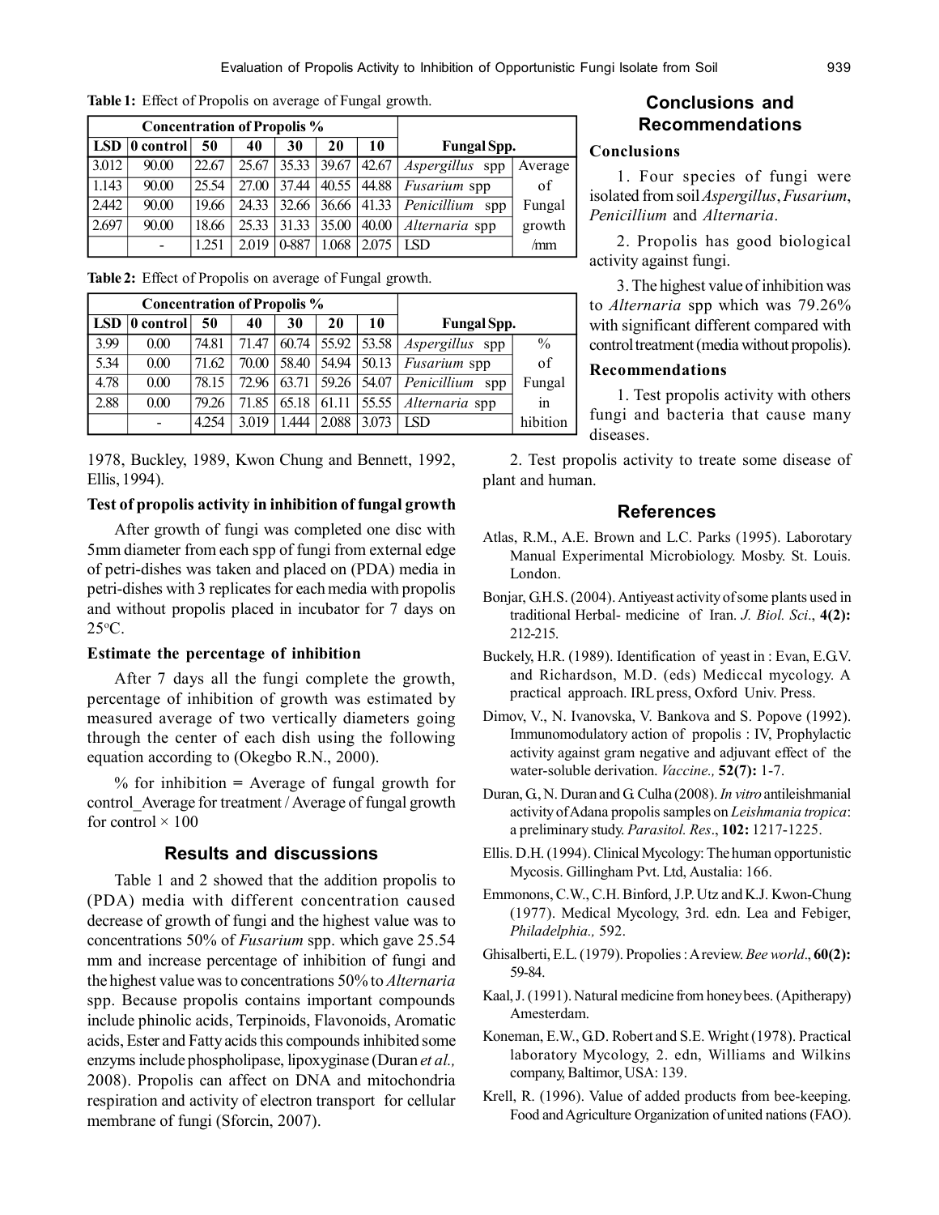**Table 1:** Effect of Propolis on average of Fungal growth.

| Concentration of Propolis % | | | | | | | | |
|---|---|---|---|---|---|---|---|---|
| LSD | 0 control | 50 | 40 | 30 | 20 | 10 | Fungal Spp. | |
| 3.012 | 90.00 | 22.67 | 25.67 | 35.33 | 39.67 | 42.67 | *Aspergillus* spp | Average |
| 1.143 | 90.00 | 25.54 | 27.00 | 37.44 | 40.55 | 44.88 | *Fusarium* spp | of |
| 2.442 | 90.00 | 19.66 | 24.33 | 32.66 | 36.66 | 41.33 | *Penicillium* spp | Fungal |
| 2.697 | 90.00 | 18.66 | 25.33 | 31.33 | 35.00 | 40.00 | *Alternaria* spp | growth |
| | - | 1.251 | 2.019 | 0-887 | 1.068 | 2.075 | LSD | /mm |

**Table 2:** Effect of Propolis on average of Fungal growth.

| Concentration of Propolis % | | | | | | | | |
|---|---|---|---|---|---|---|---|---|
| LSD | 0 control | 50 | 40 | 30 | 20 | 10 | Fungal Spp. | |
| 3.99 | 0.00 | 74.81 | 71.47 | 60.74 | 55.92 | 53.58 | *Aspergillus* spp | % |
| 5.34 | 0.00 | 71.62 | 70.00 | 58.40 | 54.94 | 50.13 | *Fusarium* spp | of |
| 4.78 | 0.00 | 78.15 | 72.96 | 63.71 | 59.26 | 54.07 | *Penicillium* spp | Fungal |
| 2.88 | 0.00 | 79.26 | 71.85 | 65.18 | 61.11 | 55.55 | *Alternaria* spp | in |
| | - | 4.254 | 3.019 | 1.444 | 2.088 | 3.073 | LSD | hibition |

1978, Buckley, 1989, Kwon Chung and Bennett, 1992, Ellis, 1994).

**Test of propolis activity in inhibition of fungal growth**

After growth of fungi was completed one disc with 5mm diameter from each spp of fungi from external edge of petri-dishes was taken and placed on (PDA) media in petri-dishes with 3 replicates for each media with propolis and without propolis placed in incubator for 7 days on 25°C.

**Estimate the percentage of inhibition**

After 7 days all the fungi complete the growth, percentage of inhibition of growth was estimated by measured average of two vertically diameters going through the center of each dish using the following equation according to (Okegbo R.N., 2000).

% for inhibition = Average of fungal growth for control_Average for treatment / Average of fungal growth for control × 100

## Results and discussions

Table 1 and 2 showed that the addition propolis to (PDA) media with different concentration caused decrease of growth of fungi and the highest value was to concentrations 50% of *Fusarium* spp. which gave 25.54 mm and increase percentage of inhibition of fungi and the highest value was to concentrations 50% to *Alternaria* spp. Because propolis contains important compounds include phinolic acids, Terpinoids, Flavonoids, Aromatic acids, Ester and Fatty acids this compounds inhibited some enzyms include phospholipase, lipoxyginase (Duran *et al.,* 2008). Propolis can affect on DNA and mitochondria respiration and activity of electron transport for cellular membrane of fungi (Sforcin, 2007).

## Conclusions and Recommendations

### Conclusions

1. Four species of fungi were isolated from soil *Aspergillus*, *Fusarium*, *Penicillium* and *Alternaria*.

2. Propolis has good biological activity against fungi.

3. The highest value of inhibition was to *Alternaria* spp which was 79.26% with significant different compared with control treatment (media without propolis).

### Recommendations

1. Test propolis activity with others fungi and bacteria that cause many diseases.

2. Test propolis activity to treate some disease of plant and human.

## References

Atlas, R.M., A.E. Brown and L.C. Parks (1995). Laborotary Manual Experimental Microbiology. Mosby. St. Louis. London.

Bonjar, G.H.S. (2004). Antiyeast activity of some plants used in traditional Herbal- medicine of Iran. *J. Biol. Sci*., **4(2):** 212-215.

Buckely, H.R. (1989). Identification of yeast in : Evan, E.G.V. and Richardson, M.D. (eds) Mediccal mycology. A practical approach. IRL press, Oxford Univ. Press.

Dimov, V., N. Ivanovska, V. Bankova and S. Popove (1992). Immunomodulatory action of propolis : IV, Prophylactic activity against gram negative and adjuvant effect of the water-soluble derivation. *Vaccine.,* **52(7):** 1-7.

Duran, G., N. Duran and G. Culha (2008). *In vitro* antileishmanial activity of Adana propolis samples on *Leishmania tropica*: a preliminary study. *Parasitol. Res*., **102:** 1217-1225.

Ellis. D.H. (1994). Clinical Mycology: The human opportunistic Mycosis. Gillingham Pvt. Ltd, Austalia: 166.

Emmonons, C.W., C.H. Binford, J.P. Utz and K.J. Kwon-Chung (1977). Medical Mycology, 3rd. edn. Lea and Febiger, *Philadelphia.,* 592.

Ghisalberti, E.L. (1979). Propolies : A review. *Bee world*., **60(2):** 59-84.

Kaal, J. (1991). Natural medicine from honey bees. (Apitherapy) Amesterdam.

Koneman, E.W., G.D. Robert and S.E. Wright (1978). Practical laboratory Mycology, 2. edn, Williams and Wilkins company, Baltimor, USA: 139.

Krell, R. (1996). Value of added products from bee-keeping. Food and Agriculture Organization of united nations (FAO).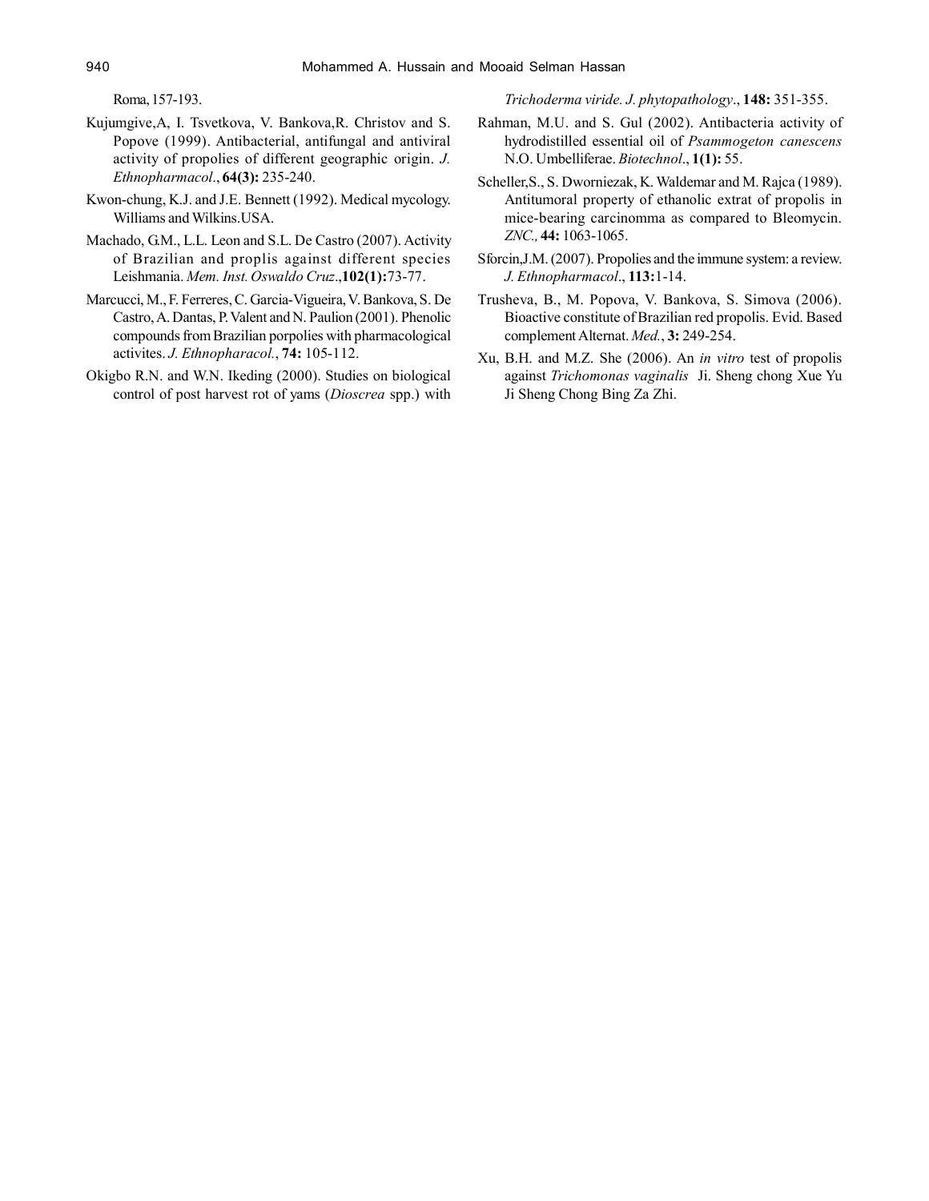Roma, 157-193.

Kujumgive,A, I. Tsvetkova, V. Bankova,R. Christov and S. Popove (1999). Antibacterial, antifungal and antiviral activity of propolies of different geographic origin. *J. Ethnopharmacol*., **64(3):** 235-240.

Kwon-chung, K.J. and J.E. Bennett (1992). Medical mycology. Williams and Wilkins.USA.

Machado, G.M., L.L. Leon and S.L. De Castro (2007). Activity of Brazilian and proplis against different species Leishmania. *Mem. Inst. Oswaldo Cruz*.,**102(1):**73-77.

Marcucci, M., F. Ferreres, C. Garcia-Vigueira, V. Bankova, S. De Castro, A. Dantas, P. Valent and N. Paulion (2001). Phenolic compounds from Brazilian porpolies with pharmacological activites. *J. Ethnopharacol.*, **74:** 105-112.

Okigbo R.N. and W.N. Ikeding (2000). Studies on biological control of post harvest rot of yams (*Dioscrea* spp.) with *Trichoderma viride. J. phytopathology*., **148:** 351-355.

Rahman, M.U. and S. Gul (2002). Antibacteria activity of hydrodistilled essential oil of *Psammogeton canescens* N.O. Umbelliferae. *Biotechnol*., **1(1):** 55.

Scheller,S., S. Dworniezak, K. Waldemar and M. Rajca (1989). Antitumoral property of ethanolic extrat of propolis in mice-bearing carcinomma as compared to Bleomycin. *ZNC.,* **44:** 1063-1065.

Sforcin,J.M. (2007). Propolies and the immune system: a review. *J. Ethnopharmacol*., **113:**1-14.

Trusheva, B., M. Popova, V. Bankova, S. Simova (2006). Bioactive constitute of Brazilian red propolis. Evid. Based complement Alternat. *Med.*, **3:** 249-254.

Xu, B.H. and M.Z. She (2006). An *in vitro* test of propolis against *Trichomonas vaginalis* Ji. Sheng chong Xue Yu Ji Sheng Chong Bing Za Zhi.